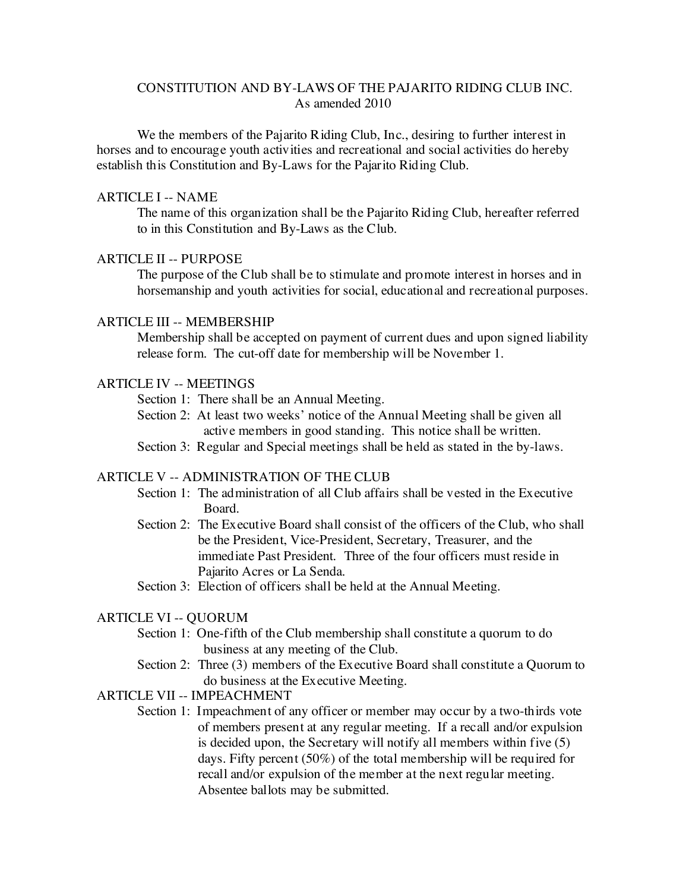# CONSTITUTION AND BY-LAWS OF THE PAJARITO RIDING CLUB INC.

As amended 2010

We the members of the Pajarito Riding Club, Inc., desiring to further interest in horses and to encourage youth activities and recreational and social activities do hereby establish this Constitution and By-Laws for the Pajarito Riding Club.

## ARTICLE I -- NAME

The name of this organization shall be the Pajarito Riding Club, hereafter referred to in this Constitution and By-Laws as the Club.

## ARTICLE II -- PURPOSE

The purpose of the Club shall be to stimulate and promote interest in horses and in horsemanship and youth activities for social, educational and recreational purposes.

## ARTICLE III -- MEMBERSHIP

Membership shall be accepted on payment of current dues and upon signed liability release form. The cut-off date for membership will be November 1.

## ARTICLE IV -- MEETINGS

Section 1: There shall be an Annual Meeting.

Section 2: At least two weeks' notice of the Annual Meeting shall be given all active members in good standing. This notice shall be written.

Section 3: Regular and Special meetings shall be held as stated in the by-laws.

## ARTICLE V -- ADMINISTRATION OF THE CLUB

Section 1: The administration of all Club affairs shall be vested in the Executive Board.

Section 2: The Executive Board shall consist of the officers of the Club, who shall be the President, Vice-President, Secretary, Treasurer, and the immediate Past President. Three of the four officers must reside in Pajarito Acres or La Senda.

Section 3: Election of officers shall be held at the Annual Meeting.

## ARTICLE VI -- QUORUM

Section 1: One-fifth of the Club membership shall constitute a quorum to do business at any meeting of the Club.

Section 2: Three (3) members of the Executive Board shall constitute a Quorum to do business at the Executive Meeting.

## ARTICLE VII -- IMPEACHMENT

Section 1: Impeachment of any officer or member may occur by a two-thirds vote of members present at any regular meeting. If a recall and/or expulsion is decided upon, the Secretary will notify all members within five (5) days. Fifty percent (50%) of the total membership will be required for recall and/or expulsion of the member at the next regular meeting. Absentee ballots may be submitted.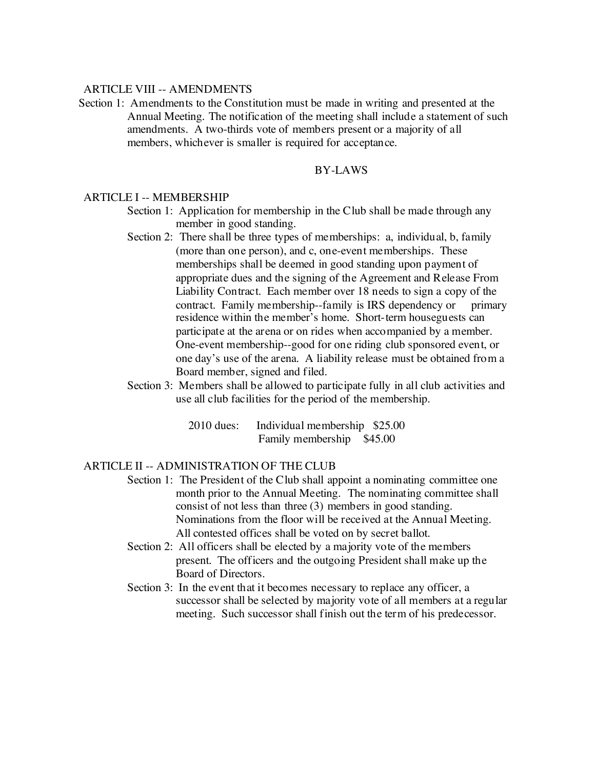### ARTICLE VIII -- AMENDMENTS

Section 1: Amendments to the Constitution must be made in writing and presented at the Annual Meeting. The notification of the meeting shall include a statement of such amendments. A two-thirds vote of members present or a majority of all members, whichever is smaller is required for acceptance.

## BY-LAWS

### ARTICLE I -- MEMBERSHIP

Section 1: Application for membership in the Club shall be made through any member in good standing.

Section 2: There shall be three types of memberships: a, individual, b, family (more than one person), and c, one-event memberships. These memberships shall be deemed in good standing upon payment of appropriate dues and the signing of the Agreement and Release From Liability Contract. Each member over 18 needs to sign a copy of the contract. Family membership--family is IRS dependency or primary residence within the member's home. Short-term houseguests can participate at the arena or on rides when accompanied by a member. One-event membership--good for one riding club sponsored event, or one day's use of the arena. A liability release must be obtained from a Board member, signed and filed.

Section 3: Members shall be allowed to participate fully in all club activities and use all club facilities for the period of the membership.

2010 dues: Individual membership $25.00
Family membership $45.00

### ARTICLE II -- ADMINISTRATION OF THE CLUB

Section 1: The President of the Club shall appoint a nominating committee one month prior to the Annual Meeting. The nominating committee shall consist of not less than three (3) members in good standing. Nominations from the floor will be received at the Annual Meeting. All contested offices shall be voted on by secret ballot.

Section 2: All officers shall be elected by a majority vote of the members present. The officers and the outgoing President shall make up the Board of Directors.

Section 3: In the event that it becomes necessary to replace any officer, a successor shall be selected by majority vote of all members at a regular meeting. Such successor shall finish out the term of his predecessor.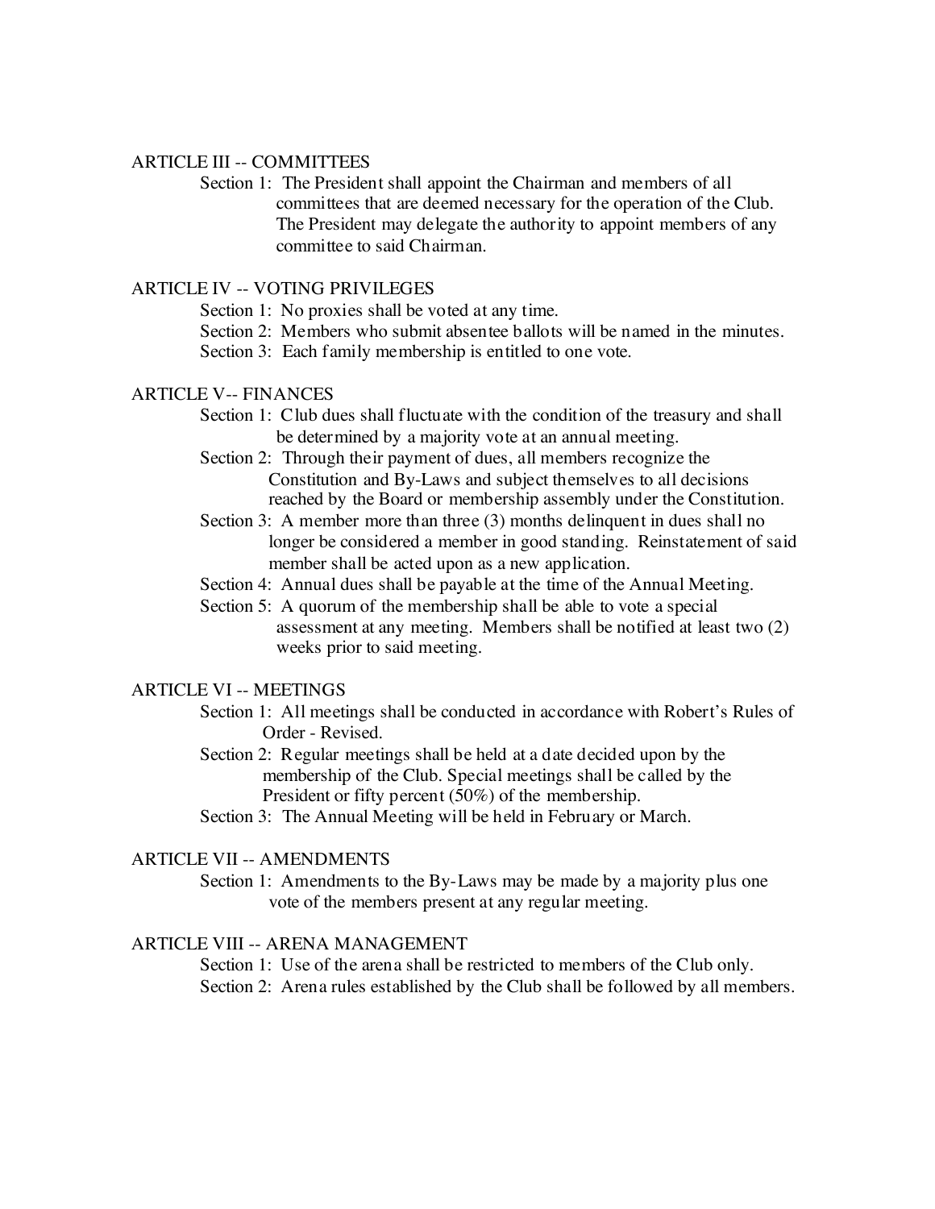## ARTICLE III -- COMMITTEES

Section 1: The President shall appoint the Chairman and members of all committees that are deemed necessary for the operation of the Club. The President may delegate the authority to appoint members of any committee to said Chairman.

## ARTICLE IV -- VOTING PRIVILEGES

Section 1: No proxies shall be voted at any time.

Section 2: Members who submit absentee ballots will be named in the minutes.

Section 3: Each family membership is entitled to one vote.

## ARTICLE V-- FINANCES

Section 1: Club dues shall fluctuate with the condition of the treasury and shall be determined by a majority vote at an annual meeting.

Section 2: Through their payment of dues, all members recognize the Constitution and By-Laws and subject themselves to all decisions reached by the Board or membership assembly under the Constitution.

Section 3: A member more than three (3) months delinquent in dues shall no longer be considered a member in good standing. Reinstatement of said member shall be acted upon as a new application.

Section 4: Annual dues shall be payable at the time of the Annual Meeting.

Section 5: A quorum of the membership shall be able to vote a special assessment at any meeting. Members shall be notified at least two (2) weeks prior to said meeting.

## ARTICLE VI -- MEETINGS

Section 1: All meetings shall be conducted in accordance with Robert's Rules of Order - Revised.

Section 2: Regular meetings shall be held at a date decided upon by the membership of the Club. Special meetings shall be called by the President or fifty percent (50%) of the membership.

Section 3: The Annual Meeting will be held in February or March.

## ARTICLE VII -- AMENDMENTS

Section 1: Amendments to the By-Laws may be made by a majority plus one vote of the members present at any regular meeting.

## ARTICLE VIII -- ARENA MANAGEMENT

Section 1: Use of the arena shall be restricted to members of the Club only.

Section 2: Arena rules established by the Club shall be followed by all members.